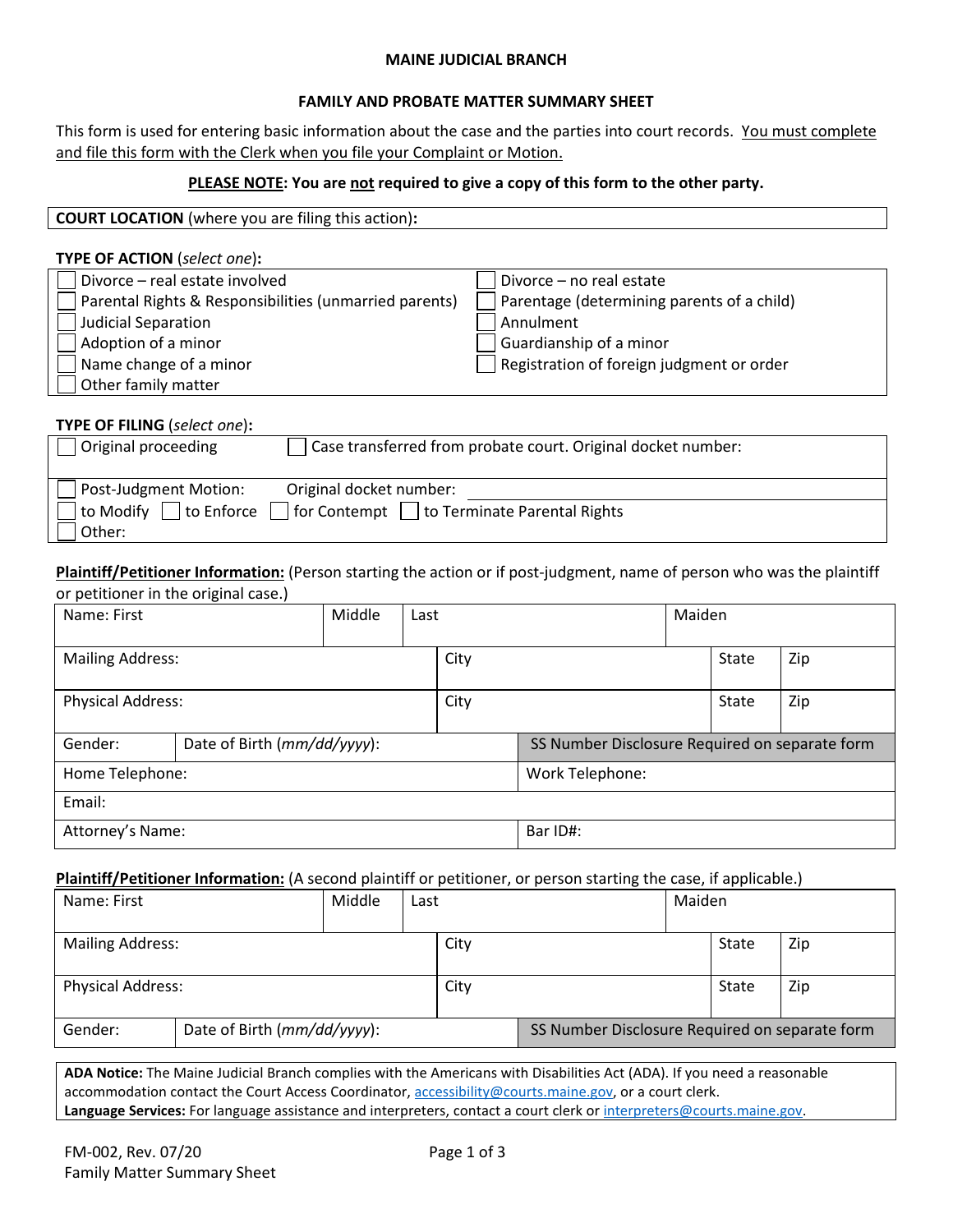# MAINE JUDICIAL BRANCH

## FAMILY AND PROBATE MATTER SUMMARY SHEET

This form is used for entering basic information about the case and the parties into court records. You must complete and file this form with the Clerk when you file your Complaint or Motion.

**PLEASE NOTE: You are not required to give a copy of this form to the other party.**

| **COURT LOCATION** (where you are filing this action): |
|---|

**TYPE OF ACTION** (*select one*):

| | |
|---|---|
| ☐ Divorce – real estate involved | ☐ Divorce – no real estate |
| ☐ Parental Rights & Responsibilities (unmarried parents) | ☐ Parentage (determining parents of a child) |
| ☐ Judicial Separation | ☐ Annulment |
| ☐ Adoption of a minor | ☐ Guardianship of a minor |
| ☐ Name change of a minor | ☐ Registration of foreign judgment or order |
| ☐ Other family matter | |

**TYPE OF FILING** (*select one*):

| | |
|---|---|
| ☐ Original proceeding | ☐ Case transferred from probate court. Original docket number: |
| ☐ Post-Judgment Motion: | Original docket number: |
| ☐ to Modify ☐ to Enforce ☐ for Contempt ☐ to Terminate Parental Rights | |
| ☐ Other: | |

**Plaintiff/Petitioner Information:** (Person starting the action or if post-judgment, name of person who was the plaintiff or petitioner in the original case.)

| | | | | |
|---|---|---|---|---|
| Name: First | Middle | Last | Maiden | |
| Mailing Address: | City | | State | Zip |
| Physical Address: | City | | State | Zip |
| Gender: | Date of Birth (*mm/dd/yyyy*): | SS Number Disclosure Required on separate form | | |
| Home Telephone: | | Work Telephone: | | |
| Email: | | | | |
| Attorney's Name: | | Bar ID#: | | |

**Plaintiff/Petitioner Information:** (A second plaintiff or petitioner, or person starting the case, if applicable.)

| | | | | |
|---|---|---|---|---|
| Name: First | Middle | Last | Maiden | |
| Mailing Address: | City | | State | Zip |
| Physical Address: | City | | State | Zip |
| Gender: | Date of Birth (*mm/dd/yyyy*): | SS Number Disclosure Required on separate form | | |

**ADA Notice:** The Maine Judicial Branch complies with the Americans with Disabilities Act (ADA). If you need a reasonable accommodation contact the Court Access Coordinator, accessibility@courts.maine.gov, or a court clerk.
**Language Services:** For language assistance and interpreters, contact a court clerk or interpreters@courts.maine.gov.

FM-002, Rev. 07/20
Family Matter Summary Sheet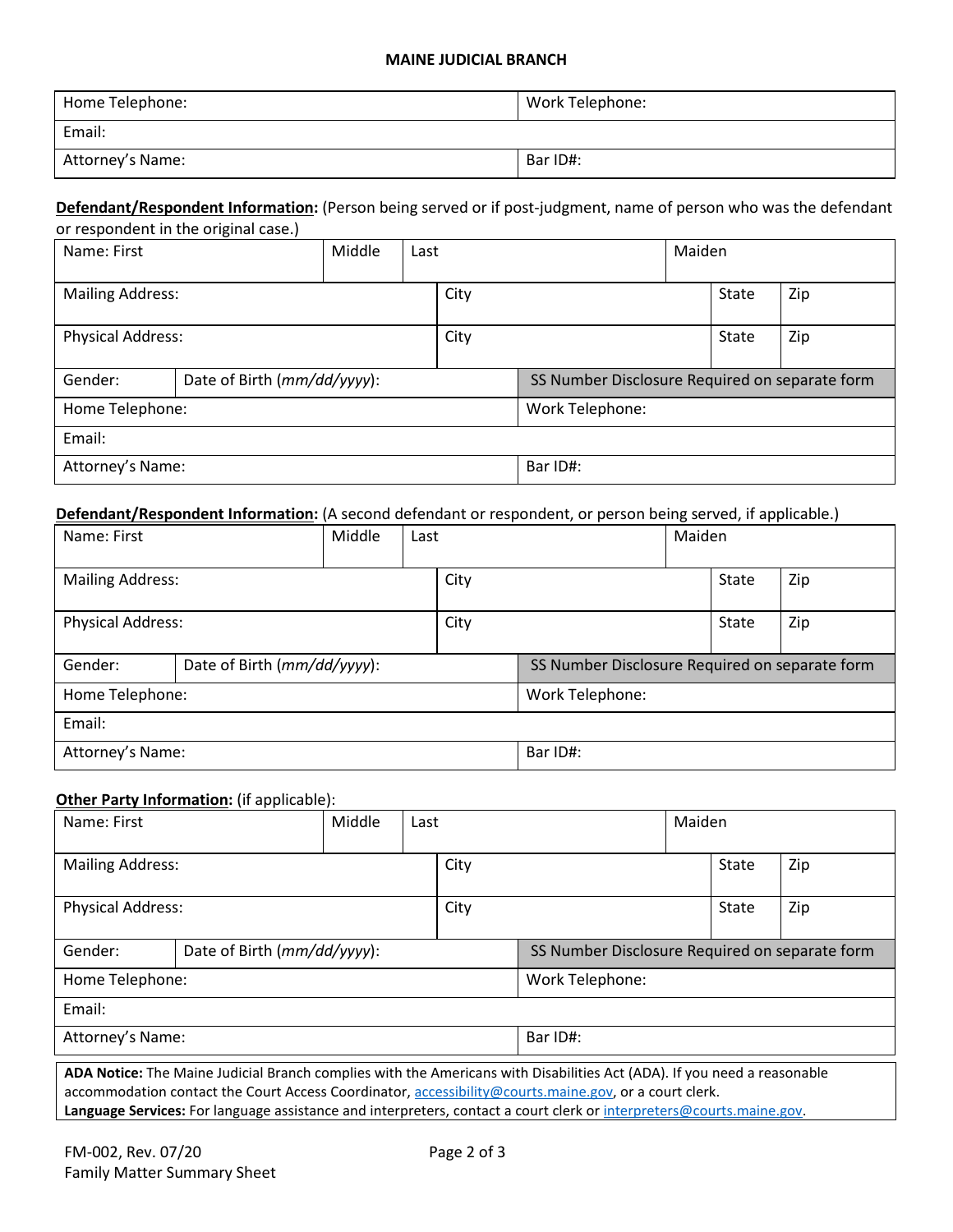| Home Telephone: | Work Telephone: |
|---|---|
| Email: | |
| Attorney's Name: | Bar ID#: |

**<u>Defendant/Respondent Information:</u>** (Person being served or if post-judgment, name of person who was the defendant or respondent in the original case.)

| Name: First | Middle | Last | Maiden | |
|---|---|---|---|---|
| Mailing Address: | | City | State | Zip |
| Physical Address: | | City | State | Zip |
| Gender: | Date of Birth (*mm/dd/yyyy*): | SS Number Disclosure Required on separate form | | |
| Home Telephone: | | Work Telephone: | | |
| Email: | | | | |
| Attorney's Name: | | Bar ID#: | | |

**<u>Defendant/Respondent Information:</u>** (A second defendant or respondent, or person being served, if applicable.)

| Name: First | Middle | Last | Maiden | |
|---|---|---|---|---|
| Mailing Address: | | City | State | Zip |
| Physical Address: | | City | State | Zip |
| Gender: | Date of Birth (*mm/dd/yyyy*): | SS Number Disclosure Required on separate form | | |
| Home Telephone: | | Work Telephone: | | |
| Email: | | | | |
| Attorney's Name: | | Bar ID#: | | |

**<u>Other Party Information:</u>** (if applicable):

| Name: First | Middle | Last | Maiden | |
|---|---|---|---|---|
| Mailing Address: | | City | State | Zip |
| Physical Address: | | City | State | Zip |
| Gender: | Date of Birth (*mm/dd/yyyy*): | SS Number Disclosure Required on separate form | | |
| Home Telephone: | | Work Telephone: | | |
| Email: | | | | |
| Attorney's Name: | | Bar ID#: | | |

**ADA Notice:** The Maine Judicial Branch complies with the Americans with Disabilities Act (ADA). If you need a reasonable accommodation contact the Court Access Coordinator, accessibility@courts.maine.gov, or a court clerk.
**Language Services:** For language assistance and interpreters, contact a court clerk or interpreters@courts.maine.gov.

FM-002, Rev. 07/20
Family Matter Summary Sheet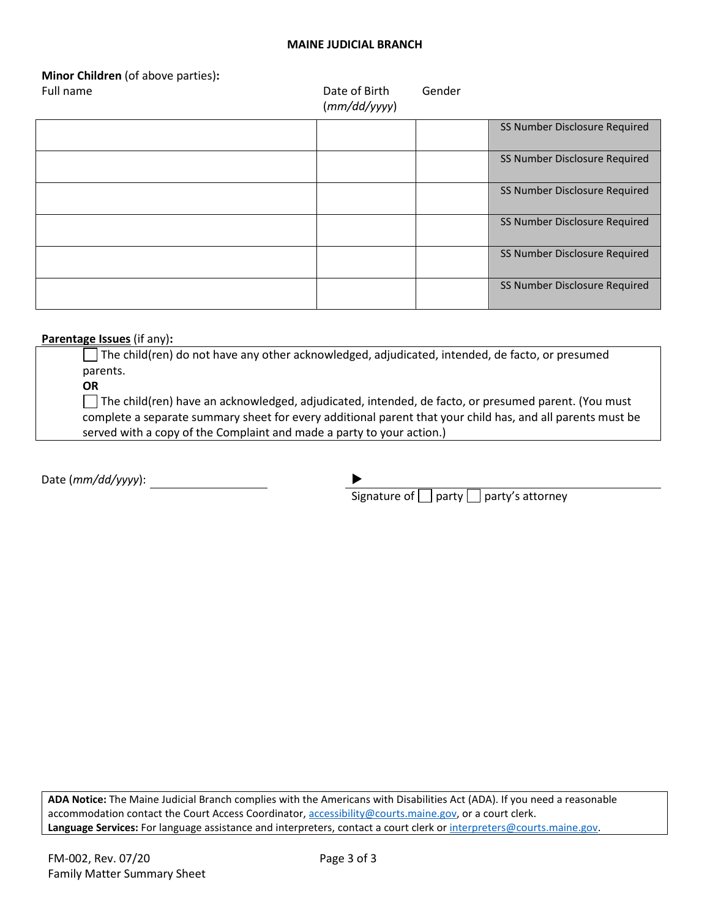**MAINE JUDICIAL BRANCH**

**Minor Children** (of above parties)**:**

| Full name | Date of Birth (*mm/dd/yyyy*) | Gender | |
|---|---|---|---|
| | | | SS Number Disclosure Required |
| | | | SS Number Disclosure Required |
| | | | SS Number Disclosure Required |
| | | | SS Number Disclosure Required |
| | | | SS Number Disclosure Required |
| | | | SS Number Disclosure Required |

**Parentage Issues** (if any)**:**

☐ The child(ren) do not have any other acknowledged, adjudicated, intended, de facto, or presumed parents.

**OR**

☐ The child(ren) have an acknowledged, adjudicated, intended, de facto, or presumed parent. (You must complete a separate summary sheet for every additional parent that your child has, and all parents must be served with a copy of the Complaint and made a party to your action.)

Date (*mm/dd/yyyy*): ____________________

▶ ________________________________________
Signature of ☐ party ☐ party's attorney

**ADA Notice:** The Maine Judicial Branch complies with the Americans with Disabilities Act (ADA). If you need a reasonable accommodation contact the Court Access Coordinator, accessibility@courts.maine.gov, or a court clerk.
**Language Services:** For language assistance and interpreters, contact a court clerk or interpreters@courts.maine.gov.

FM-002, Rev. 07/20
Family Matter Summary Sheet